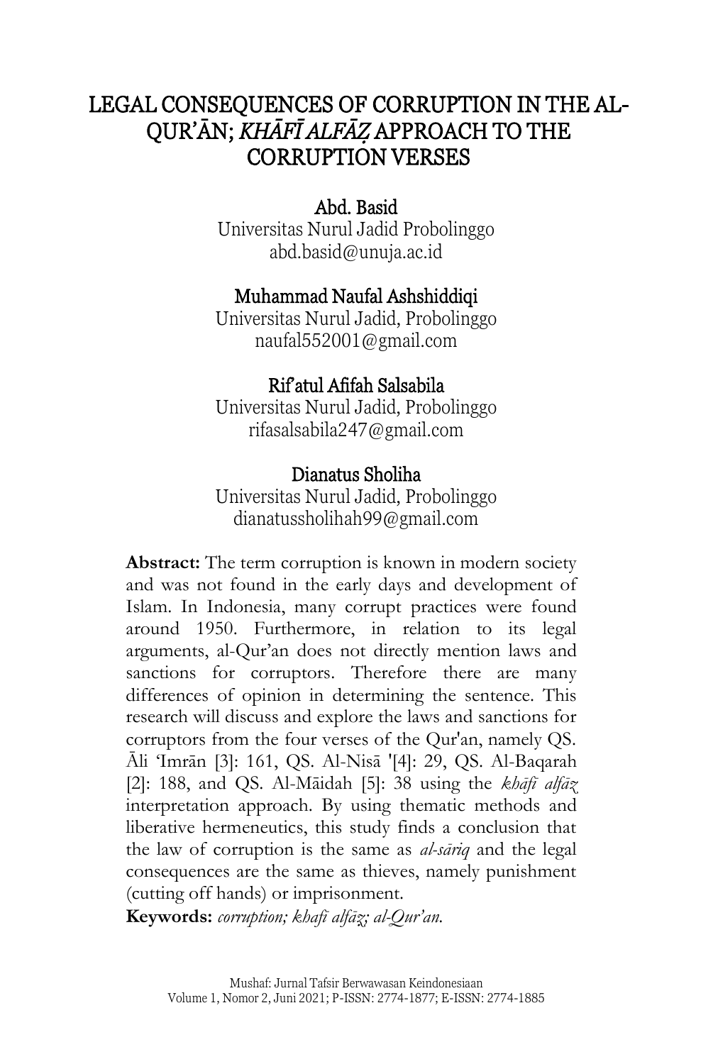# LEGAL CONSEQUENCES OF CORRUPTION IN THE AL-QUR'ĀN; *KHĀFĪ ALFĀẒ* APPROACH TO THE CORRUPTION VERSES

**Abd. Basid**
Universitas Nurul Jadid Probolinggo
abd.basid@unuja.ac.id

**Muhammad Naufal Ashshiddiqi**
Universitas Nurul Jadid, Probolinggo
naufal552001@gmail.com

**Rif'atul Afifah Salsabila**
Universitas Nurul Jadid, Probolinggo
rifasalsabila247@gmail.com

**Dianatus Sholiha**
Universitas Nurul Jadid, Probolinggo
dianatussholihah99@gmail.com

**Abstract:** The term corruption is known in modern society and was not found in the early days and development of Islam. In Indonesia, many corrupt practices were found around 1950. Furthermore, in relation to its legal arguments, al-Qur'an does not directly mention laws and sanctions for corruptors. Therefore there are many differences of opinion in determining the sentence. This research will discuss and explore the laws and sanctions for corruptors from the four verses of the Qur'an, namely QS. Āli 'Imrān [3]: 161, QS. Al-Nisā '[4]: 29, QS. Al-Baqarah [2]: 188, and QS. Al-Māidah [5]: 38 using the *khāfī alfāẓ* interpretation approach. By using thematic methods and liberative hermeneutics, this study finds a conclusion that the law of corruption is the same as *al-sāriq* and the legal consequences are the same as thieves, namely punishment (cutting off hands) or imprisonment.

**Keywords:** *corruption; khafī alfāẓ; al-Qur'an.*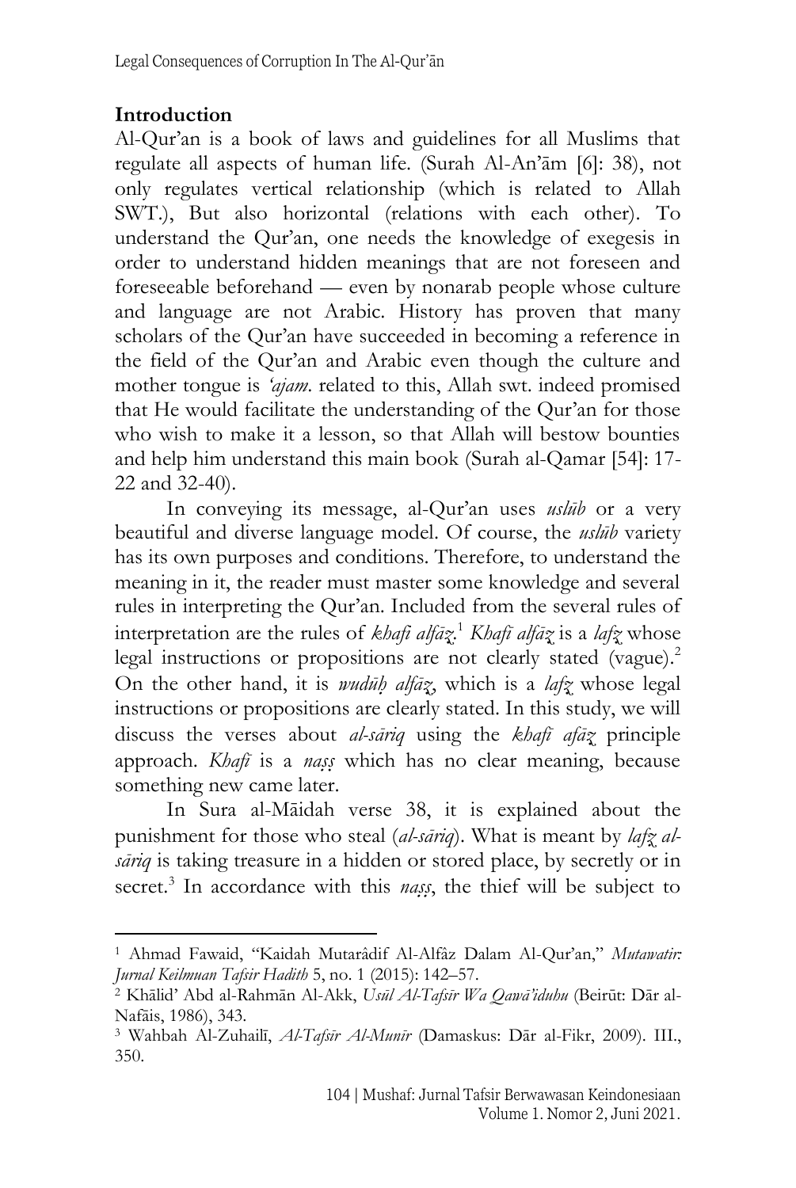## Introduction

Al-Qur'an is a book of laws and guidelines for all Muslims that regulate all aspects of human life. (Surah Al-An'ām [6]: 38), not only regulates vertical relationship (which is related to Allah SWT.), But also horizontal (relations with each other). To understand the Qur'an, one needs the knowledge of exegesis in order to understand hidden meanings that are not foreseen and foreseeable beforehand — even by nonarab people whose culture and language are not Arabic. History has proven that many scholars of the Qur'an have succeeded in becoming a reference in the field of the Qur'an and Arabic even though the culture and mother tongue is *'ajam*. related to this, Allah swt. indeed promised that He would facilitate the understanding of the Qur'an for those who wish to make it a lesson, so that Allah will bestow bounties and help him understand this main book (Surah al-Qamar [54]: 17-22 and 32-40).

In conveying its message, al-Qur'an uses *uslūb* or a very beautiful and diverse language model. Of course, the *uslūb* variety has its own purposes and conditions. Therefore, to understand the meaning in it, the reader must master some knowledge and several rules in interpreting the Qur'an. Included from the several rules of interpretation are the rules of *khafī alfāẓ*.[1] *Khafī alfāẓ* is a *lafẓ* whose legal instructions or propositions are not clearly stated (vague).[2] On the other hand, it is *wuḍūḥ alfāẓ*, which is a *lafẓ* whose legal instructions or propositions are clearly stated. In this study, we will discuss the verses about *al-sāriq* using the *khafī afāẓ* principle approach. *Khafī* is a *naṣṣ* which has no clear meaning, because something new came later.

In Sura al-Māidah verse 38, it is explained about the punishment for those who steal (*al-sāriq*). What is meant by *lafẓ al-sāriq* is taking treasure in a hidden or stored place, by secretly or in secret.[3] In accordance with this *naṣṣ*, the thief will be subject to

---

[1] Ahmad Fawaid, "Kaidah Mutarâdif Al-Alfâz Dalam Al-Qur'an," *Mutawatir: Jurnal Keilmuan Tafsir Hadith* 5, no. 1 (2015): 142–57.

[2] Khālid' Abd al-Rahmān Al-Akk, *Uṣūl Al-Tafsīr Wa Qawā'iduhu* (Beirūt: Dār al-Nafāis, 1986), 343.

[3] Wahbah Al-Zuhailī, *Al-Tafsīr Al-Munīr* (Damaskus: Dār al-Fikr, 2009). III., 350.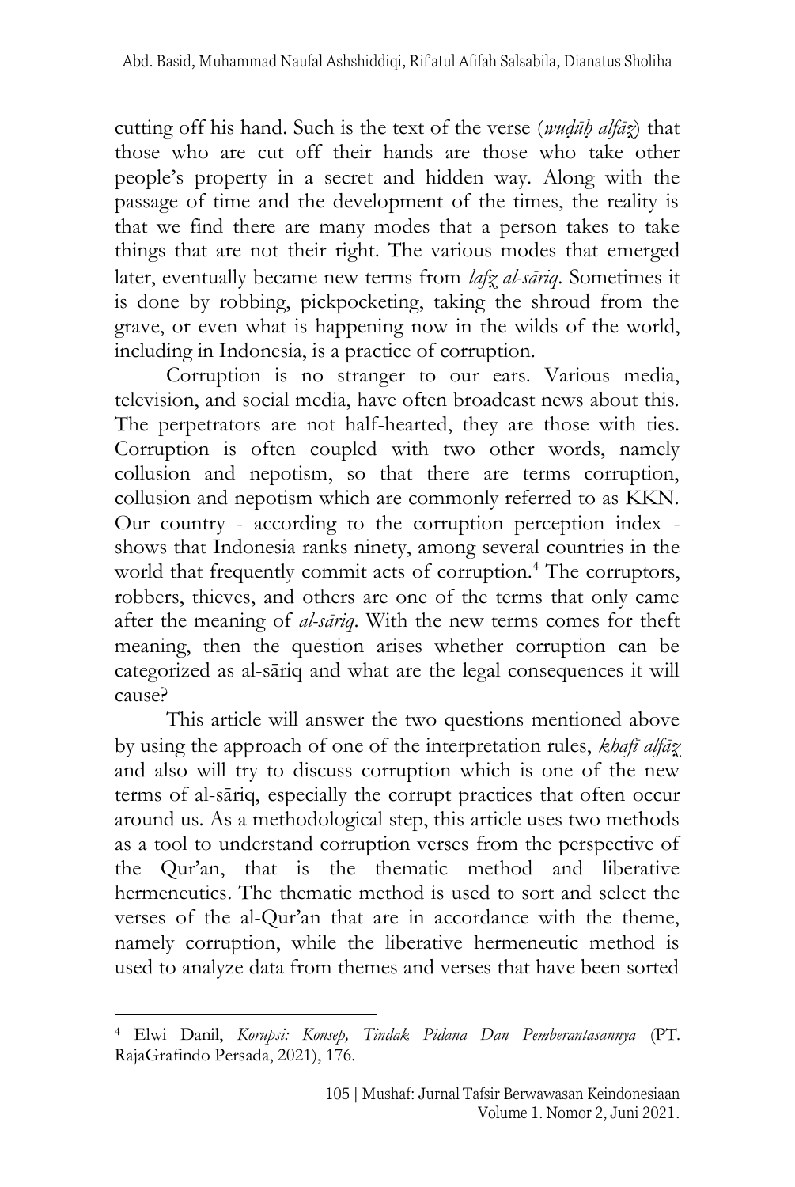cutting off his hand. Such is the text of the verse (*wuḍūḥ alfāẓ*) that those who are cut off their hands are those who take other people's property in a secret and hidden way. Along with the passage of time and the development of the times, the reality is that we find there are many modes that a person takes to take things that are not their right. The various modes that emerged later, eventually became new terms from *lafẓ al-sāriq*. Sometimes it is done by robbing, pickpocketing, taking the shroud from the grave, or even what is happening now in the wilds of the world, including in Indonesia, is a practice of corruption.

Corruption is no stranger to our ears. Various media, television, and social media, have often broadcast news about this. The perpetrators are not half-hearted, they are those with ties. Corruption is often coupled with two other words, namely collusion and nepotism, so that there are terms corruption, collusion and nepotism which are commonly referred to as KKN. Our country - according to the corruption perception index - shows that Indonesia ranks ninety, among several countries in the world that frequently commit acts of corruption.[4] The corruptors, robbers, thieves, and others are one of the terms that only came after the meaning of *al-sāriq*. With the new terms comes for theft meaning, then the question arises whether corruption can be categorized as al-sāriq and what are the legal consequences it will cause?

This article will answer the two questions mentioned above by using the approach of one of the interpretation rules, *khafī alfāẓ* and also will try to discuss corruption which is one of the new terms of al-sāriq, especially the corrupt practices that often occur around us. As a methodological step, this article uses two methods as a tool to understand corruption verses from the perspective of the Qur'an, that is the thematic method and liberative hermeneutics. The thematic method is used to sort and select the verses of the al-Qur'an that are in accordance with the theme, namely corruption, while the liberative hermeneutic method is used to analyze data from themes and verses that have been sorted

---

[4] Elwi Danil, *Korupsi: Konsep, Tindak Pidana Dan Pemberantasannya* (PT. RajaGrafindo Persada, 2021), 176.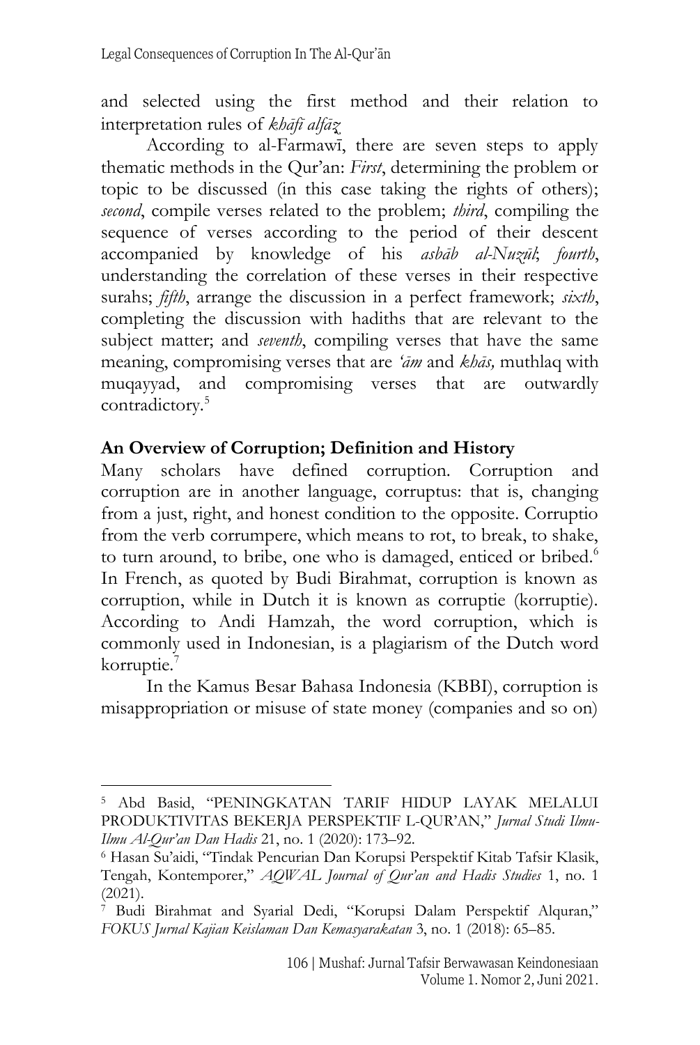and selected using the first method and their relation to interpretation rules of *khāfī alfāz*

According to al-Farmawī, there are seven steps to apply thematic methods in the Qur'an: *First*, determining the problem or topic to be discussed (in this case taking the rights of others); *second*, compile verses related to the problem; *third*, compiling the sequence of verses according to the period of their descent accompanied by knowledge of his *asbāb al-Nuzūl*; *fourth*, understanding the correlation of these verses in their respective surahs; *fifth*, arrange the discussion in a perfect framework; *sixth*, completing the discussion with hadiths that are relevant to the subject matter; and *seventh*, compiling verses that have the same meaning, compromising verses that are *'ām* and *khās,* muthlaq with muqayyad, and compromising verses that are outwardly contradictory.[5]

## An Overview of Corruption; Definition and History

Many scholars have defined corruption. Corruption and corruption are in another language, corruptus: that is, changing from a just, right, and honest condition to the opposite. Corruptio from the verb corrumpere, which means to rot, to break, to shake, to turn around, to bribe, one who is damaged, enticed or bribed.[6] In French, as quoted by Budi Birahmat, corruption is known as corruption, while in Dutch it is known as corruptie (korruptie). According to Andi Hamzah, the word corruption, which is commonly used in Indonesian, is a plagiarism of the Dutch word korruptie.[7]

In the Kamus Besar Bahasa Indonesia (KBBI), corruption is misappropriation or misuse of state money (companies and so on)

---

[5] Abd Basid, "PENINGKATAN TARIF HIDUP LAYAK MELALUI PRODUKTIVITAS BEKERJA PERSPEKTIF L-QUR'AN," *Jurnal Studi Ilmu-Ilmu Al-Qur'an Dan Hadis* 21, no. 1 (2020): 173–92.

[6] Hasan Su'aidi, "Tindak Pencurian Dan Korupsi Perspektif Kitab Tafsir Klasik, Tengah, Kontemporer," *AQWAL Journal of Qur'an and Hadis Studies* 1, no. 1 (2021).

[7] Budi Birahmat and Syarial Dedi, "Korupsi Dalam Perspektif Alquran," *FOKUS Jurnal Kajian Keislaman Dan Kemasyarakatan* 3, no. 1 (2018): 65–85.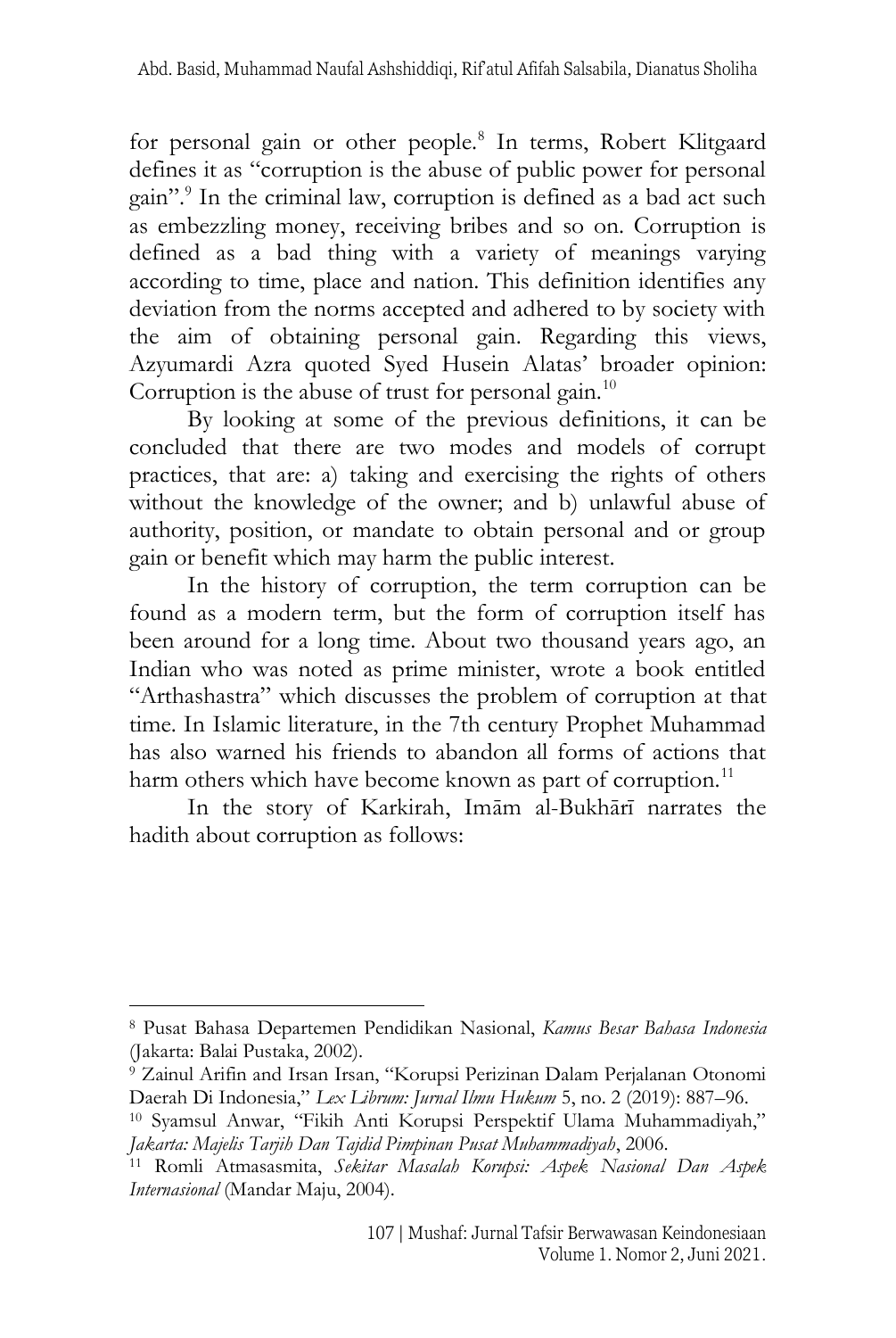for personal gain or other people.[8] In terms, Robert Klitgaard defines it as "corruption is the abuse of public power for personal gain".[9] In the criminal law, corruption is defined as a bad act such as embezzling money, receiving bribes and so on. Corruption is defined as a bad thing with a variety of meanings varying according to time, place and nation. This definition identifies any deviation from the norms accepted and adhered to by society with the aim of obtaining personal gain. Regarding this views, Azyumardi Azra quoted Syed Husein Alatas' broader opinion: Corruption is the abuse of trust for personal gain.[10]

By looking at some of the previous definitions, it can be concluded that there are two modes and models of corrupt practices, that are: a) taking and exercising the rights of others without the knowledge of the owner; and b) unlawful abuse of authority, position, or mandate to obtain personal and or group gain or benefit which may harm the public interest.

In the history of corruption, the term corruption can be found as a modern term, but the form of corruption itself has been around for a long time. About two thousand years ago, an Indian who was noted as prime minister, wrote a book entitled "Arthashastra" which discusses the problem of corruption at that time. In Islamic literature, in the 7th century Prophet Muhammad has also warned his friends to abandon all forms of actions that harm others which have become known as part of corruption.[11]

In the story of Karkirah, Imām al-Bukhārī narrates the hadith about corruption as follows:

---

[8] Pusat Bahasa Departemen Pendidikan Nasional, *Kamus Besar Bahasa Indonesia* (Jakarta: Balai Pustaka, 2002).

[9] Zainul Arifin and Irsan Irsan, "Korupsi Perizinan Dalam Perjalanan Otonomi Daerah Di Indonesia," *Lex Librum: Jurnal Ilmu Hukum* 5, no. 2 (2019): 887–96.

[10] Syamsul Anwar, "Fikih Anti Korupsi Perspektif Ulama Muhammadiyah," *Jakarta: Majelis Tarjih Dan Tajdid Pimpinan Pusat Muhammadiyah*, 2006.

[11] Romli Atmasasmita, *Sekitar Masalah Korupsi: Aspek Nasional Dan Aspek Internasional* (Mandar Maju, 2004).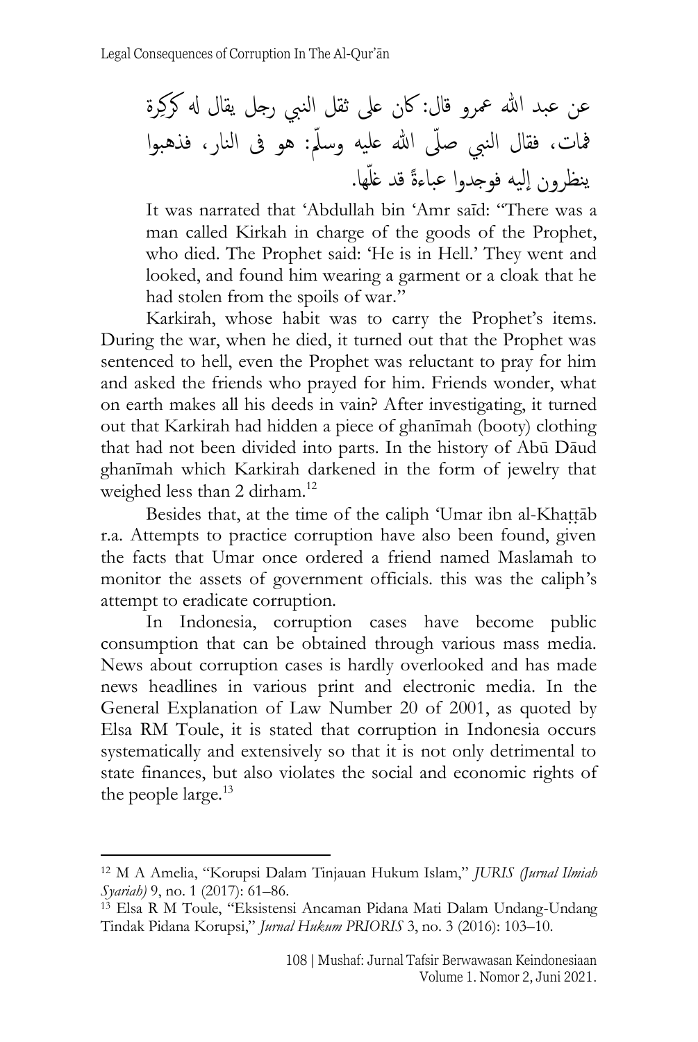عن عبد الله عمرو قال: كان على ثقل النبي رجل يقال له كركِرة فمات، فقال النبي صلّى الله عليه وسلّم: هو فى النار، فذهبوا ينظرون إليه فوجدوا عباءةً قد غلّها.

It was narrated that 'Abdullah bin 'Amr saīd: "There was a man called Kirkah in charge of the goods of the Prophet, who died. The Prophet said: 'He is in Hell.' They went and looked, and found him wearing a garment or a cloak that he had stolen from the spoils of war."

Karkirah, whose habit was to carry the Prophet's items. During the war, when he died, it turned out that the Prophet was sentenced to hell, even the Prophet was reluctant to pray for him and asked the friends who prayed for him. Friends wonder, what on earth makes all his deeds in vain? After investigating, it turned out that Karkirah had hidden a piece of ghanīmah (booty) clothing that had not been divided into parts. In the history of Abū Dāud ghanīmah which Karkirah darkened in the form of jewelry that weighed less than 2 dirham.[12]

Besides that, at the time of the caliph 'Umar ibn al-Khaṭṭāb r.a. Attempts to practice corruption have also been found, given the facts that Umar once ordered a friend named Maslamah to monitor the assets of government officials. this was the caliph's attempt to eradicate corruption.

In Indonesia, corruption cases have become public consumption that can be obtained through various mass media. News about corruption cases is hardly overlooked and has made news headlines in various print and electronic media. In the General Explanation of Law Number 20 of 2001, as quoted by Elsa RM Toule, it is stated that corruption in Indonesia occurs systematically and extensively so that it is not only detrimental to state finances, but also violates the social and economic rights of the people large.[13]

---

[12] M A Amelia, "Korupsi Dalam Tinjauan Hukum Islam," *JURIS (Jurnal Ilmiah Syariah)* 9, no. 1 (2017): 61–86.

[13] Elsa R M Toule, "Eksistensi Ancaman Pidana Mati Dalam Undang-Undang Tindak Pidana Korupsi," *Jurnal Hukum PRIORIS* 3, no. 3 (2016): 103–10.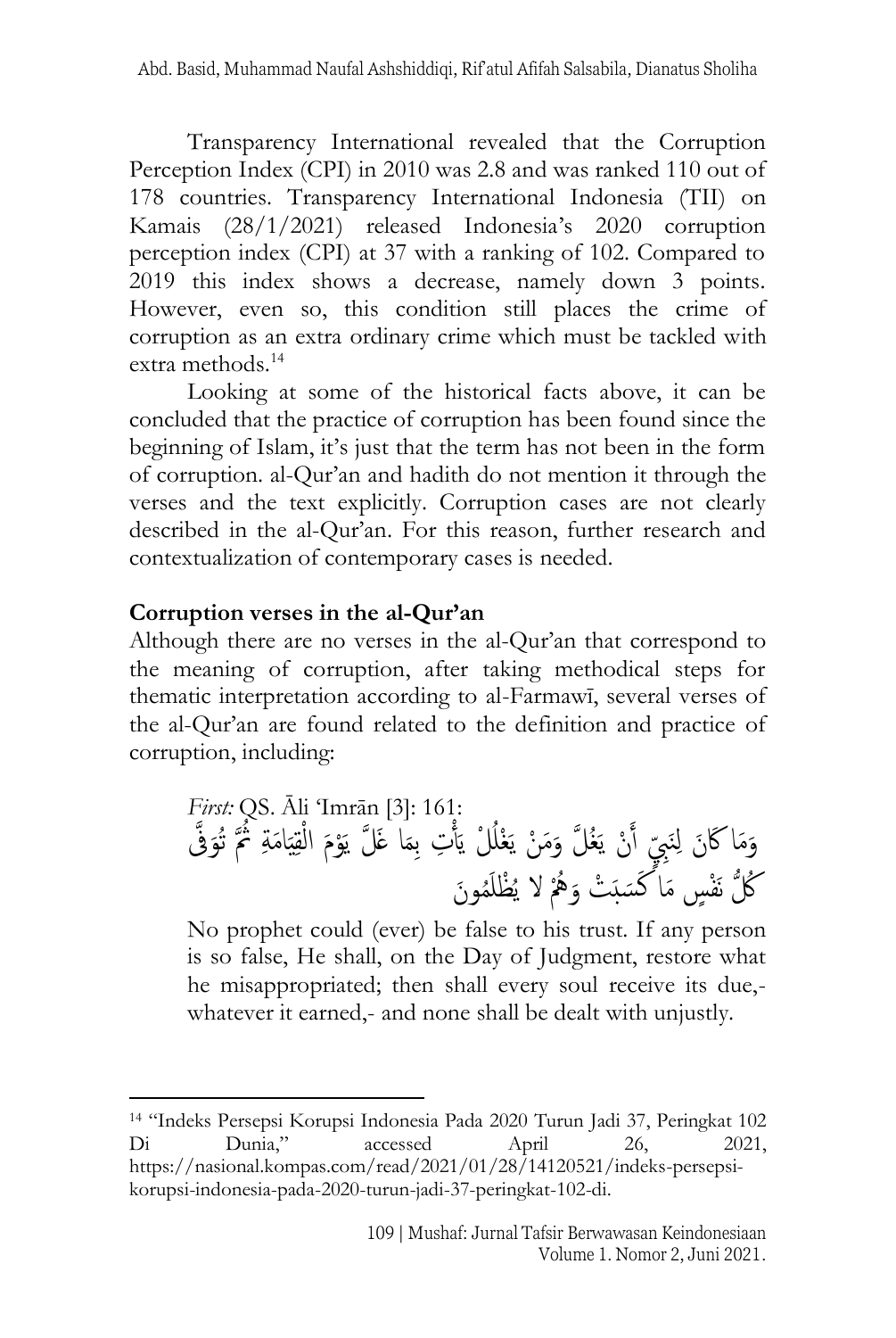Transparency International revealed that the Corruption Perception Index (CPI) in 2010 was 2.8 and was ranked 110 out of 178 countries. Transparency International Indonesia (TII) on Kamais (28/1/2021) released Indonesia's 2020 corruption perception index (CPI) at 37 with a ranking of 102. Compared to 2019 this index shows a decrease, namely down 3 points. However, even so, this condition still places the crime of corruption as an extra ordinary crime which must be tackled with extra methods.[14]

Looking at some of the historical facts above, it can be concluded that the practice of corruption has been found since the beginning of Islam, it's just that the term has not been in the form of corruption. al-Qur'an and hadith do not mention it through the verses and the text explicitly. Corruption cases are not clearly described in the al-Qur'an. For this reason, further research and contextualization of contemporary cases is needed.

## Corruption verses in the al-Qur'an

Although there are no verses in the al-Qur'an that correspond to the meaning of corruption, after taking methodical steps for thematic interpretation according to al-Farmawī, several verses of the al-Qur'an are found related to the definition and practice of corruption, including:

*First:* QS. Āli 'Imrān [3]: 161:

وَمَا كَانَ لِنَبِيٍّ أَنْ يَغُلَّ وَمَنْ يَغْلُلْ يَأْتِ بِمَا غَلَّ يَوْمَ الْقِيَامَةِ ثُمَّ تُوَفَّى كُلُّ نَفْسٍ مَا كَسَبَتْ وَهُمْ لا يُظْلَمُونَ

No prophet could (ever) be false to his trust. If any person is so false, He shall, on the Day of Judgment, restore what he misappropriated; then shall every soul receive its due,- whatever it earned,- and none shall be dealt with unjustly.

[14] "Indeks Persepsi Korupsi Indonesia Pada 2020 Turun Jadi 37, Peringkat 102 Di Dunia," accessed April 26, 2021, https://nasional.kompas.com/read/2021/01/28/14120521/indeks-persepsi-korupsi-indonesia-pada-2020-turun-jadi-37-peringkat-102-di.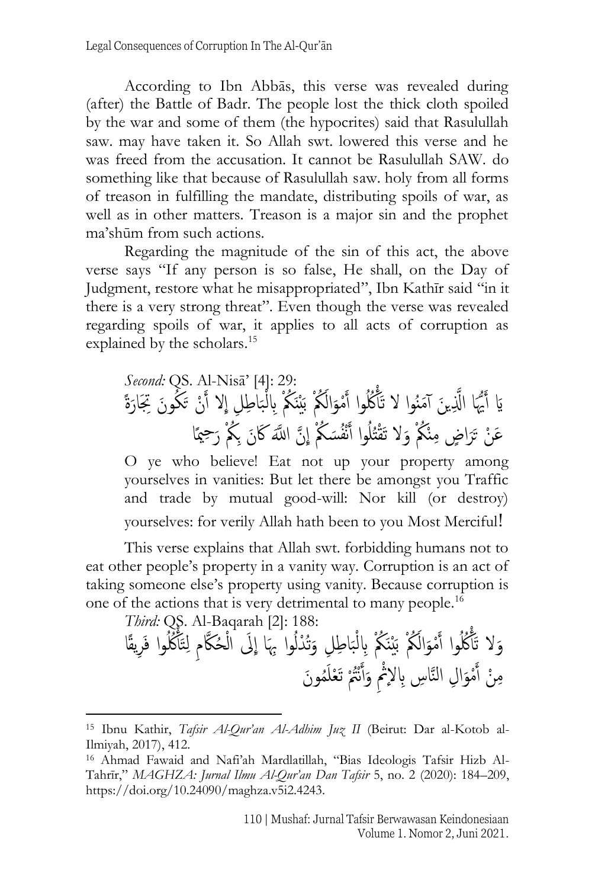According to Ibn Abbās, this verse was revealed during (after) the Battle of Badr. The people lost the thick cloth spoiled by the war and some of them (the hypocrites) said that Rasulullah saw. may have taken it. So Allah swt. lowered this verse and he was freed from the accusation. It cannot be Rasulullah SAW. do something like that because of Rasulullah saw. holy from all forms of treason in fulfilling the mandate, distributing spoils of war, as well as in other matters. Treason is a major sin and the prophet ma'shūm from such actions.

Regarding the magnitude of the sin of this act, the above verse says "If any person is so false, He shall, on the Day of Judgment, restore what he misappropriated", Ibn Kathīr said "in it there is a very strong threat". Even though the verse was revealed regarding spoils of war, it applies to all acts of corruption as explained by the scholars.[15]

*Second:* QS. Al-Nisā' [4]: 29:

يَا أَيُّهَا الَّذِينَ آمَنُوا لا تَأْكُلُوا أَمْوَالَكُمْ بَيْنَكُمْ بِالْبَاطِلِ إِلا أَنْ تَكُونَ تِجَارَةً عَنْ تَرَاضٍ مِنْكُمْ وَلا تَقْتُلُوا أَنْفُسَكُمْ إِنَّ اللَّهَ كَانَ بِكُمْ رَحِيمًا

O ye who believe! Eat not up your property among yourselves in vanities: But let there be amongst you Traffic and trade by mutual good-will: Nor kill (or destroy) yourselves: for verily Allah hath been to you Most Merciful!

This verse explains that Allah swt. forbidding humans not to eat other people's property in a vanity way. Corruption is an act of taking someone else's property using vanity. Because corruption is one of the actions that is very detrimental to many people.[16]

*Third:* QS. Al-Baqarah [2]: 188:

وَلا تَأْكُلُوا أَمْوَالَكُمْ بَيْنَكُمْ بِالْبَاطِلِ وَتُدْلُوا بِهَا إِلَى الْحُكَّامِ لِتَأْكُلُوا فَرِيقًا مِنْ أَمْوَالِ النَّاسِ بِالإِثْمِ وَأَنْتُمْ تَعْلَمُونَ

---

[15] Ibnu Kathir, *Tafsir Al-Qur'an Al-Adhim Juz II* (Beirut: Dar al-Kotob al-Ilmiyah, 2017), 412.

[16] Ahmad Fawaid and Nafi'ah Mardlatillah, "Bias Ideologis Tafsir Hizb Al-Tahrīr," *MAGHZA: Jurnal Ilmu Al-Qur'an Dan Tafsir* 5, no. 2 (2020): 184–209, https://doi.org/10.24090/maghza.v5i2.4243.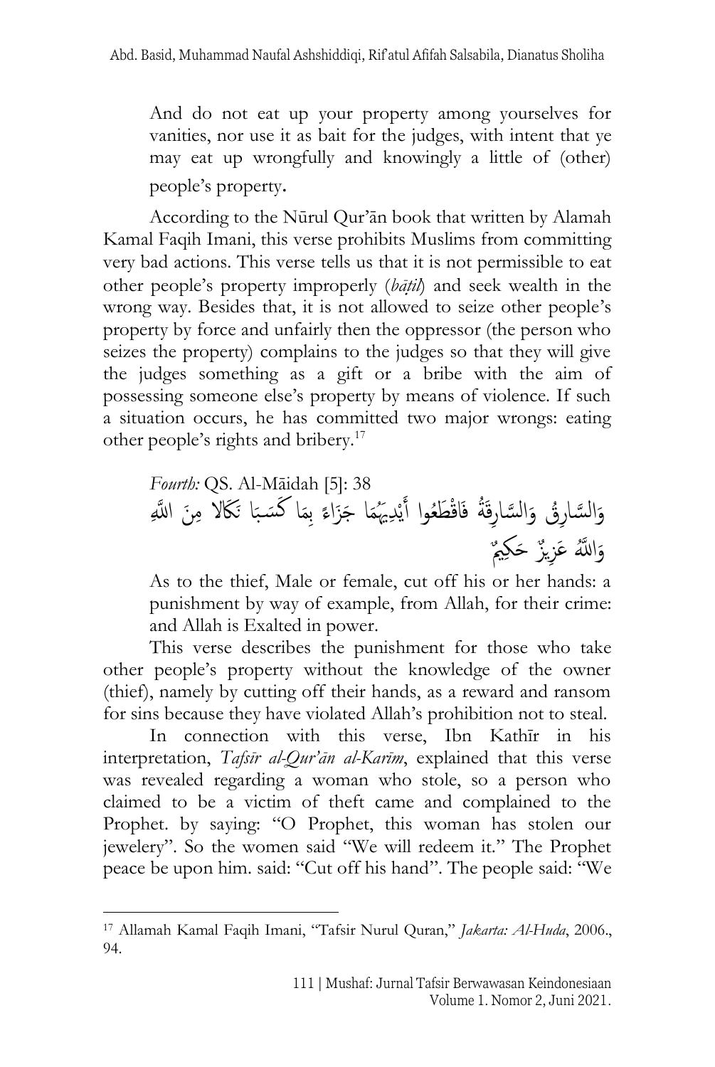And do not eat up your property among yourselves for vanities, nor use it as bait for the judges, with intent that ye may eat up wrongfully and knowingly a little of (other) people's property.

According to the Nūrul Qur'ān book that written by Alamah Kamal Faqih Imani, this verse prohibits Muslims from committing very bad actions. This verse tells us that it is not permissible to eat other people's property improperly (*bāṭil*) and seek wealth in the wrong way. Besides that, it is not allowed to seize other people's property by force and unfairly then the oppressor (the person who seizes the property) complains to the judges so that they will give the judges something as a gift or a bribe with the aim of possessing someone else's property by means of violence. If such a situation occurs, he has committed two major wrongs: eating other people's rights and bribery.[17]

*Fourth:* QS. Al-Māidah [5]: 38

وَالسَّارِقُ وَالسَّارِقَةُ فَاقْطَعُوا أَيْدِيَهُمَا جَزَاءً بِمَا كَسَبَا نَكَالًا مِنَ اللَّهِ وَاللَّهُ عَزِيزٌ حَكِيمٌ

As to the thief, Male or female, cut off his or her hands: a punishment by way of example, from Allah, for their crime: and Allah is Exalted in power.

This verse describes the punishment for those who take other people's property without the knowledge of the owner (thief), namely by cutting off their hands, as a reward and ransom for sins because they have violated Allah's prohibition not to steal.

In connection with this verse, Ibn Kathīr in his interpretation, *Tafsīr al-Qur'ān al-Karīm*, explained that this verse was revealed regarding a woman who stole, so a person who claimed to be a victim of theft came and complained to the Prophet. by saying: "O Prophet, this woman has stolen our jewelery". So the women said "We will redeem it." The Prophet peace be upon him. said: "Cut off his hand". The people said: "We

---

[17] Allamah Kamal Faqih Imani, "Tafsir Nurul Quran," *Jakarta: Al-Huda*, 2006., 94.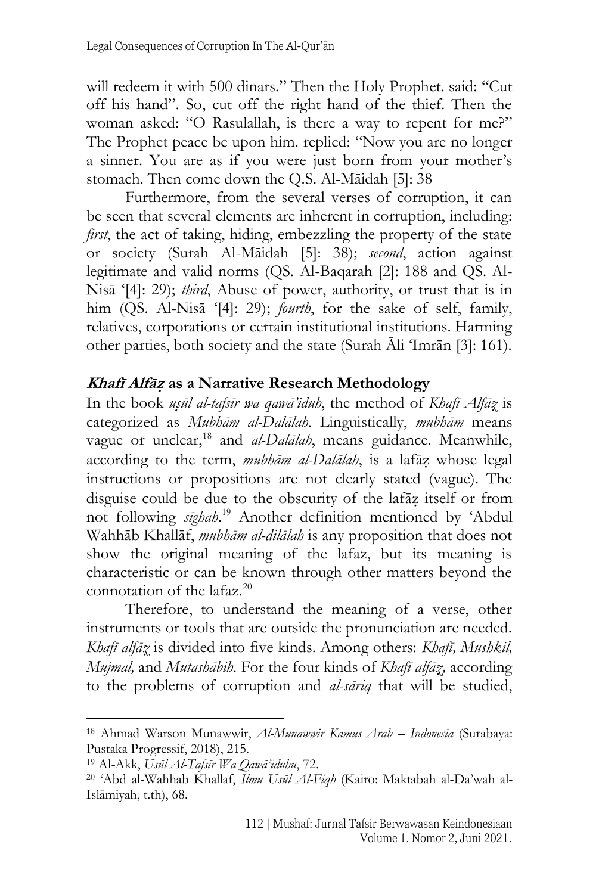will redeem it with 500 dinars." Then the Holy Prophet. said: "Cut off his hand". So, cut off the right hand of the thief. Then the woman asked: "O Rasulallah, is there a way to repent for me?" The Prophet peace be upon him. replied: "Now you are no longer a sinner. You are as if you were just born from your mother's stomach. Then come down the Q.S. Al-Māidah [5]: 38

Furthermore, from the several verses of corruption, it can be seen that several elements are inherent in corruption, including: *first*, the act of taking, hiding, embezzling the property of the state or society (Surah Al-Māidah [5]: 38); *second*, action against legitimate and valid norms (QS. Al-Baqarah [2]: 188 and QS. Al-Nisā '[4]: 29); *third*, Abuse of power, authority, or trust that is in him (QS. Al-Nisā '[4]: 29); *fourth*, for the sake of self, family, relatives, corporations or certain institutional institutions. Harming other parties, both society and the state (Surah Āli 'Imrān [3]: 161).

## *Khafī Alfāẓ* as a Narrative Research Methodology

In the book *uṣūl al-tafsīr wa qawā'iduh*, the method of *Khafī Alfāẓ* is categorized as *Mubhām al-Dalālah*. Linguistically, *mubhām* means vague or unclear,[18] and *al-Dalālah*, means guidance. Meanwhile, according to the term, *mubhām al-Dalālah*, is a lafāẓ whose legal instructions or propositions are not clearly stated (vague). The disguise could be due to the obscurity of the lafāẓ itself or from not following *sīghah*.[19] Another definition mentioned by 'Abdul Wahhāb Khallāf, *mubhām al-dilālah* is any proposition that does not show the original meaning of the lafaz, but its meaning is characteristic or can be known through other matters beyond the connotation of the lafaz.[20]

Therefore, to understand the meaning of a verse, other instruments or tools that are outside the pronunciation are needed. *Khafī alfāẓ* is divided into five kinds. Among others: *Khafī, Mushkil, Mujmal,* and *Mutashābih*. For the four kinds of *Khafī alfāẓ,* according to the problems of corruption and *al-sāriq* that will be studied,

---

[18] Ahmad Warson Munawwir, *Al-Munawwir Kamus Arab – Indonesia* (Surabaya: Pustaka Progressif, 2018), 215.

[19] Al-Akk, *Usūl Al-Tafsīr Wa Qawā'iduhu*, 72.

[20] 'Abd al-Wahhab Khallaf, *Ilmu Usūl Al-Fiqh* (Kairo: Maktabah al-Da'wah al-Islāmiyah, t.th), 68.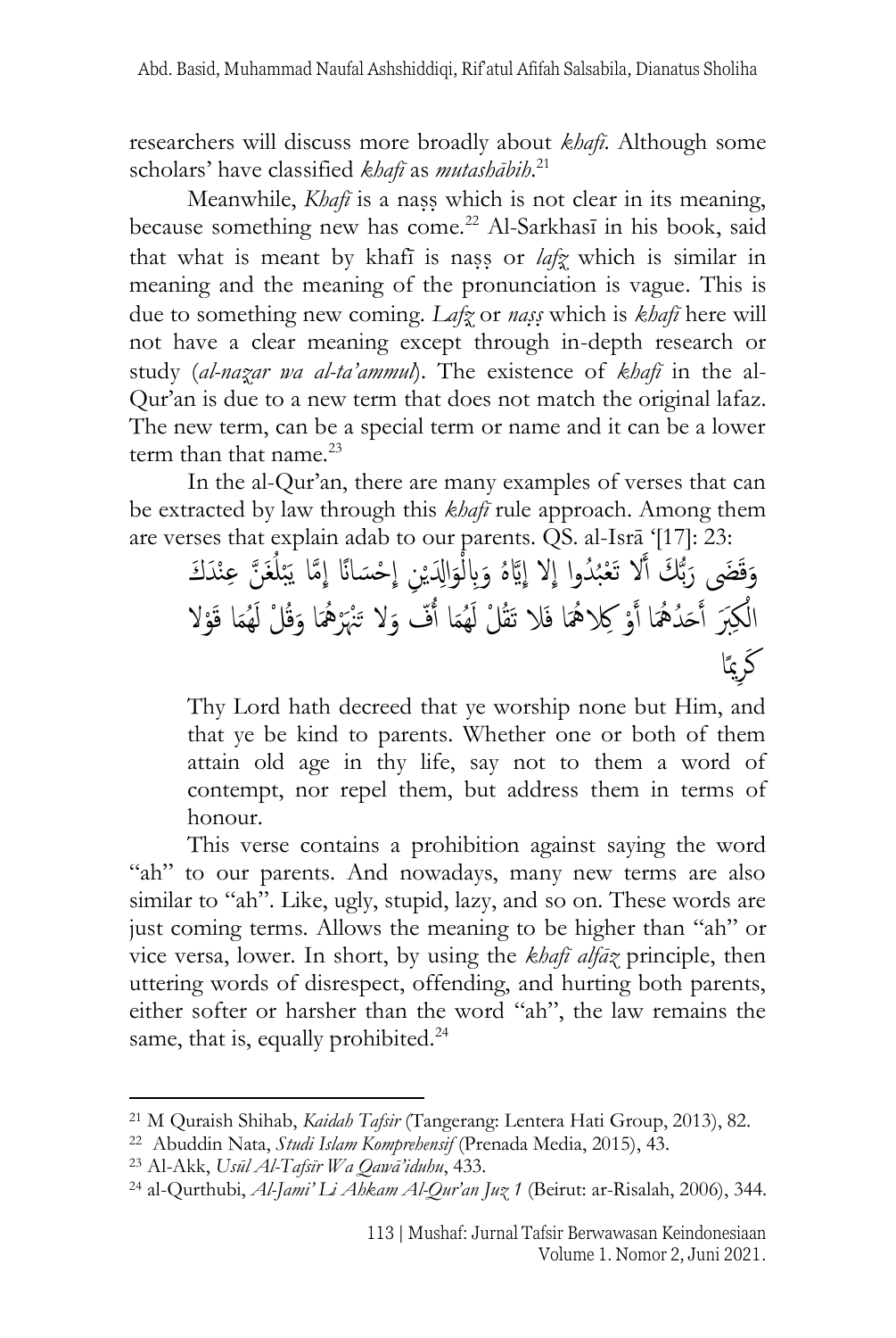researchers will discuss more broadly about *khafī*. Although some scholars' have classified *khafī* as *mutashābih*.[21]

Meanwhile, *Khafī* is a naṣṣ which is not clear in its meaning, because something new has come.[22] Al-Sarkhasī in his book, said that what is meant by khafī is naṣṣ or *lafẓ* which is similar in meaning and the meaning of the pronunciation is vague. This is due to something new coming. *Lafẓ* or *naṣṣ* which is *khafī* here will not have a clear meaning except through in-depth research or study (*al-naẓar wa al-ta'ammul*). The existence of *khafī* in the al-Qur'an is due to a new term that does not match the original lafaz. The new term, can be a special term or name and it can be a lower term than that name.[23]

In the al-Qur'an, there are many examples of verses that can be extracted by law through this *khafī* rule approach. Among them are verses that explain adab to our parents. QS. al-Isrā '[17]: 23:

وَقَضَى رَبُّكَ أَلَّا تَعْبُدُوا إِلا إِيَّاهُ وَبِالْوَالِدَيْنِ إِحْسَانًا إِمَّا يَبْلُغَنَّ عِنْدَكَ الْكِبَرَ أَحَدُهُمَا أَوْ كِلاهُمَا فَلا تَقُلْ لَهُمَا أُفٍّ وَلا تَنْهَرْهُمَا وَقُلْ لَهُمَا قَوْلا كَرِيمًا

> Thy Lord hath decreed that ye worship none but Him, and that ye be kind to parents. Whether one or both of them attain old age in thy life, say not to them a word of contempt, nor repel them, but address them in terms of honour.

This verse contains a prohibition against saying the word "ah" to our parents. And nowadays, many new terms are also similar to "ah". Like, ugly, stupid, lazy, and so on. These words are just coming terms. Allows the meaning to be higher than "ah" or vice versa, lower. In short, by using the *khafī alfāẓ* principle, then uttering words of disrespect, offending, and hurting both parents, either softer or harsher than the word "ah", the law remains the same, that is, equally prohibited.[24]

---

[21] M Quraish Shihab, *Kaidah Tafsir* (Tangerang: Lentera Hati Group, 2013), 82.

[22] Abuddin Nata, *Studi Islam Komprehensif* (Prenada Media, 2015), 43.

[23] Al-Akk, *Usūl Al-Tafsīr Wa Qawā'iduhu*, 433.

[24] al-Qurthubi, *Al-Jami' Li Ahkam Al-Qur'an Juz 1* (Beirut: ar-Risalah, 2006), 344.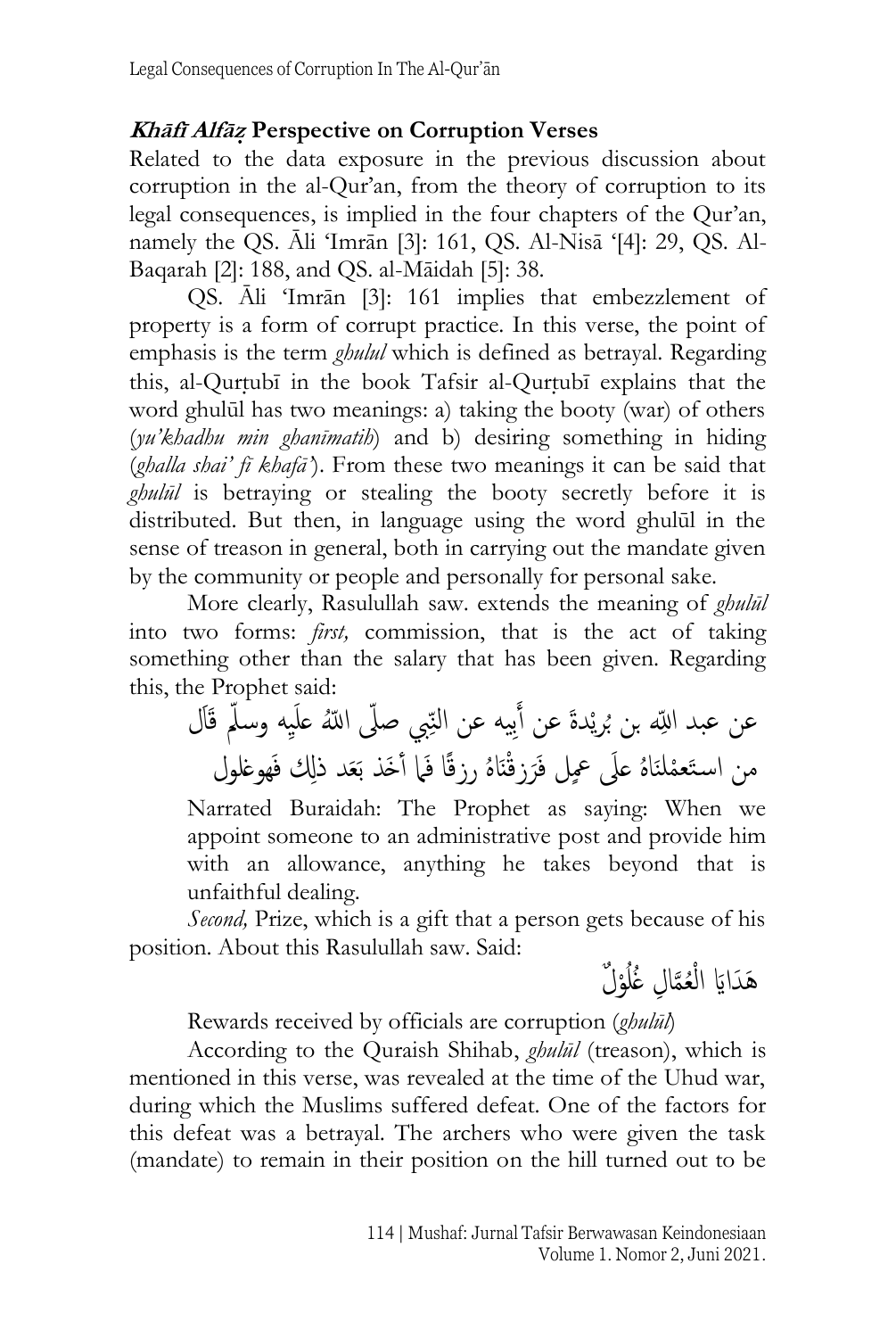### ***Khāfī Alfāẓ*** **Perspective on Corruption Verses**

Related to the data exposure in the previous discussion about corruption in the al-Qur'an, from the theory of corruption to its legal consequences, is implied in the four chapters of the Qur'an, namely the QS. Āli 'Imrān [3]: 161, QS. Al-Nisā '[4]: 29, QS. Al-Baqarah [2]: 188, and QS. al-Māidah [5]: 38.

QS. Āli 'Imrān [3]: 161 implies that embezzlement of property is a form of corrupt practice. In this verse, the point of emphasis is the term *ghulul* which is defined as betrayal. Regarding this, al-Qurṭubī in the book Tafsir al-Qurṭubī explains that the word ghulūl has two meanings: a) taking the booty (war) of others (*yu'khadhu min ghanīmatih*) and b) desiring something in hiding (*ghalla shai' fī khafā'*). From these two meanings it can be said that *ghulūl* is betraying or stealing the booty secretly before it is distributed. But then, in language using the word ghulūl in the sense of treason in general, both in carrying out the mandate given by the community or people and personally for personal sake.

More clearly, Rasulullah saw. extends the meaning of *ghulūl* into two forms: *first,* commission, that is the act of taking something other than the salary that has been given. Regarding this, the Prophet said:

عن عبد اللّه بن بُرَيْدَةَ عن أَبِيه عن النّبِي صلّى اللّهُ علَيه وسلّم قَاَل
من استَعمْلنَاهُ علَى عمِلٍ فَرَزقْنَاهُ رزقًا فَمَا أخَذ بَعَد ذٰلِكَ فَهوغلول

Narrated Buraidah: The Prophet as saying: When we appoint someone to an administrative post and provide him with an allowance, anything he takes beyond that is unfaithful dealing.

*Second,* Prize, which is a gift that a person gets because of his position. About this Rasulullah saw. Said:

هَدَايَا الْعُمَّالِ غُلُوْلٌ

Rewards received by officials are corruption (*ghulūl*)

According to the Quraish Shihab, *ghulūl* (treason), which is mentioned in this verse, was revealed at the time of the Uhud war, during which the Muslims suffered defeat. One of the factors for this defeat was a betrayal. The archers who were given the task (mandate) to remain in their position on the hill turned out to be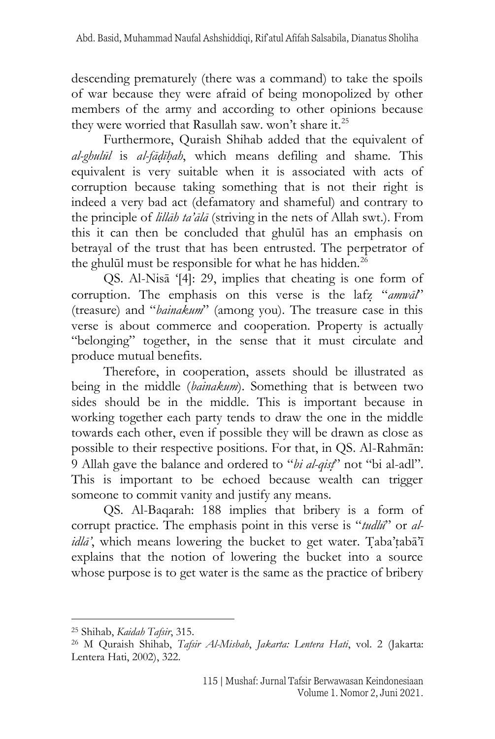descending prematurely (there was a command) to take the spoils of war because they were afraid of being monopolized by other members of the army and according to other opinions because they were worried that Rasullah saw. won't share it.[25]

Furthermore, Quraish Shihab added that the equivalent of *al-ghulūl* is *al-fāḍīḥah*, which means defiling and shame. This equivalent is very suitable when it is associated with acts of corruption because taking something that is not their right is indeed a very bad act (defamatory and shameful) and contrary to the principle of *lillāh ta'ālā* (striving in the nets of Allah swt.). From this it can then be concluded that ghulūl has an emphasis on betrayal of the trust that has been entrusted. The perpetrator of the ghulūl must be responsible for what he has hidden.[26]

QS. Al-Nisā '[4]: 29, implies that cheating is one form of corruption. The emphasis on this verse is the lafẓ "*amwāl*" (treasure) and "*bainakum*" (among you). The treasure case in this verse is about commerce and cooperation. Property is actually "belonging" together, in the sense that it must circulate and produce mutual benefits.

Therefore, in cooperation, assets should be illustrated as being in the middle (*bainakum*). Something that is between two sides should be in the middle. This is important because in working together each party tends to draw the one in the middle towards each other, even if possible they will be drawn as close as possible to their respective positions. For that, in QS. Al-Rahmān: 9 Allah gave the balance and ordered to "*bi al-qisṭ*" not "bi al-adl". This is important to be echoed because wealth can trigger someone to commit vanity and justify any means.

QS. Al-Baqarah: 188 implies that bribery is a form of corrupt practice. The emphasis point in this verse is "*tudlū*" or *al-idlā'*, which means lowering the bucket to get water. Ṭaba'ṭabā'ī explains that the notion of lowering the bucket into a source whose purpose is to get water is the same as the practice of bribery

---

[25] Shihab, *Kaidah Tafsir*, 315.

[26] M Quraish Shihab, *Tafsir Al-Misbah*, *Jakarta: Lentera Hati*, vol. 2 (Jakarta: Lentera Hati, 2002), 322.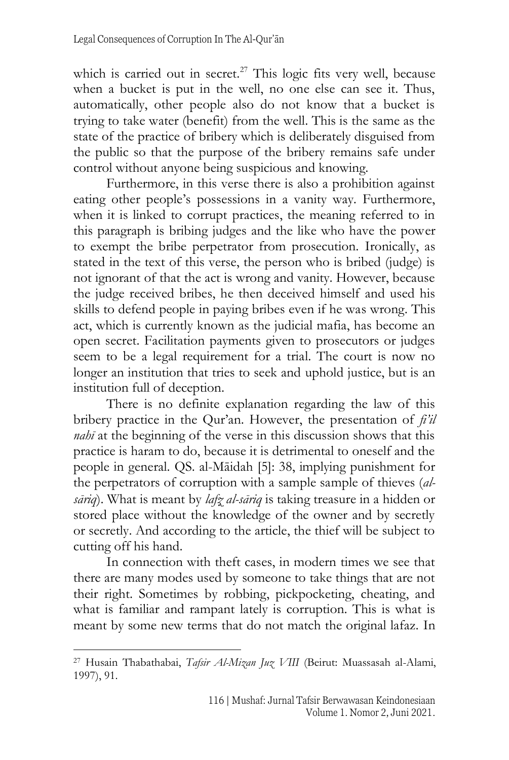which is carried out in secret.[27] This logic fits very well, because when a bucket is put in the well, no one else can see it. Thus, automatically, other people also do not know that a bucket is trying to take water (benefit) from the well. This is the same as the state of the practice of bribery which is deliberately disguised from the public so that the purpose of the bribery remains safe under control without anyone being suspicious and knowing.

Furthermore, in this verse there is also a prohibition against eating other people's possessions in a vanity way. Furthermore, when it is linked to corrupt practices, the meaning referred to in this paragraph is bribing judges and the like who have the power to exempt the bribe perpetrator from prosecution. Ironically, as stated in the text of this verse, the person who is bribed (judge) is not ignorant of that the act is wrong and vanity. However, because the judge received bribes, he then deceived himself and used his skills to defend people in paying bribes even if he was wrong. This act, which is currently known as the judicial mafia, has become an open secret. Facilitation payments given to prosecutors or judges seem to be a legal requirement for a trial. The court is now no longer an institution that tries to seek and uphold justice, but is an institution full of deception.

There is no definite explanation regarding the law of this bribery practice in the Qur'an. However, the presentation of *fi'il nahī* at the beginning of the verse in this discussion shows that this practice is haram to do, because it is detrimental to oneself and the people in general. QS. al-Māidah [5]: 38, implying punishment for the perpetrators of corruption with a sample sample of thieves (*al-sāriq*). What is meant by *lafẓ al-sāriq* is taking treasure in a hidden or stored place without the knowledge of the owner and by secretly or secretly. And according to the article, the thief will be subject to cutting off his hand.

In connection with theft cases, in modern times we see that there are many modes used by someone to take things that are not their right. Sometimes by robbing, pickpocketing, cheating, and what is familiar and rampant lately is corruption. This is what is meant by some new terms that do not match the original lafaz. In

---

[27] Husain Thabathabai, *Tafsir Al-Mizan Juz VIII* (Beirut: Muassasah al-Alami, 1997), 91.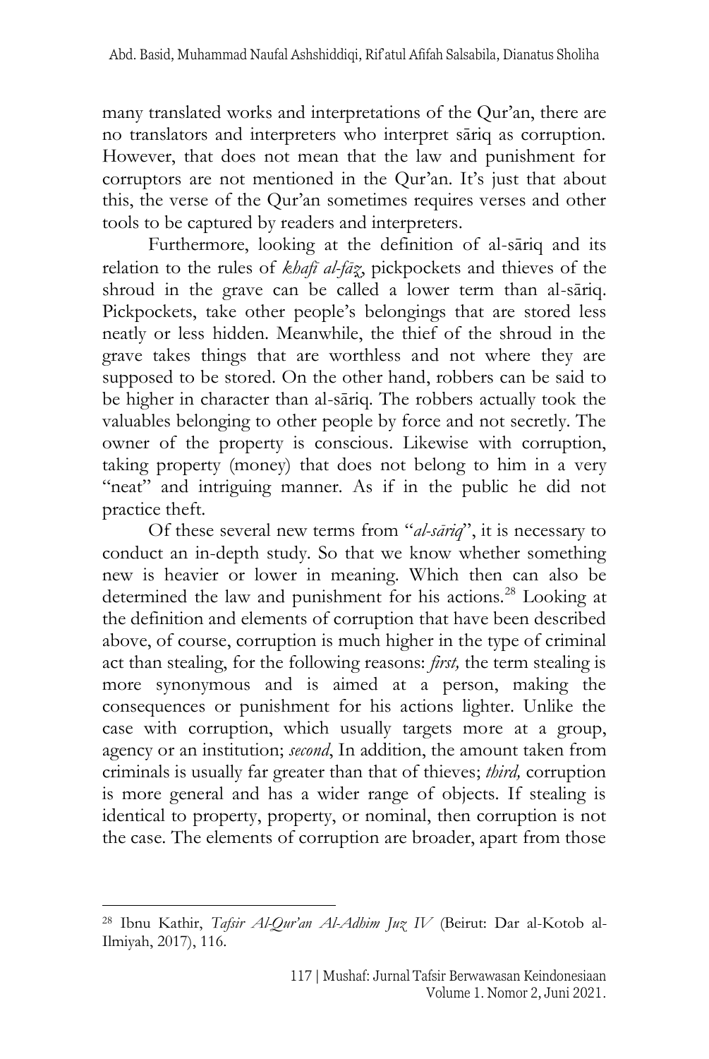many translated works and interpretations of the Qur'an, there are no translators and interpreters who interpret sāriq as corruption. However, that does not mean that the law and punishment for corruptors are not mentioned in the Qur'an. It's just that about this, the verse of the Qur'an sometimes requires verses and other tools to be captured by readers and interpreters.

Furthermore, looking at the definition of al-sāriq and its relation to the rules of *khafī al-fāz*, pickpockets and thieves of the shroud in the grave can be called a lower term than al-sāriq. Pickpockets, take other people's belongings that are stored less neatly or less hidden. Meanwhile, the thief of the shroud in the grave takes things that are worthless and not where they are supposed to be stored. On the other hand, robbers can be said to be higher in character than al-sāriq. The robbers actually took the valuables belonging to other people by force and not secretly. The owner of the property is conscious. Likewise with corruption, taking property (money) that does not belong to him in a very "neat" and intriguing manner. As if in the public he did not practice theft.

Of these several new terms from "*al-sāriq*", it is necessary to conduct an in-depth study. So that we know whether something new is heavier or lower in meaning. Which then can also be determined the law and punishment for his actions.[28] Looking at the definition and elements of corruption that have been described above, of course, corruption is much higher in the type of criminal act than stealing, for the following reasons: *first,* the term stealing is more synonymous and is aimed at a person, making the consequences or punishment for his actions lighter. Unlike the case with corruption, which usually targets more at a group, agency or an institution; *second*, In addition, the amount taken from criminals is usually far greater than that of thieves; *third,* corruption is more general and has a wider range of objects. If stealing is identical to property, property, or nominal, then corruption is not the case. The elements of corruption are broader, apart from those

---

[28] Ibnu Kathir, *Tafsir Al-Qur'an Al-Adhim Juz IV* (Beirut: Dar al-Kotob al-Ilmiyah, 2017), 116.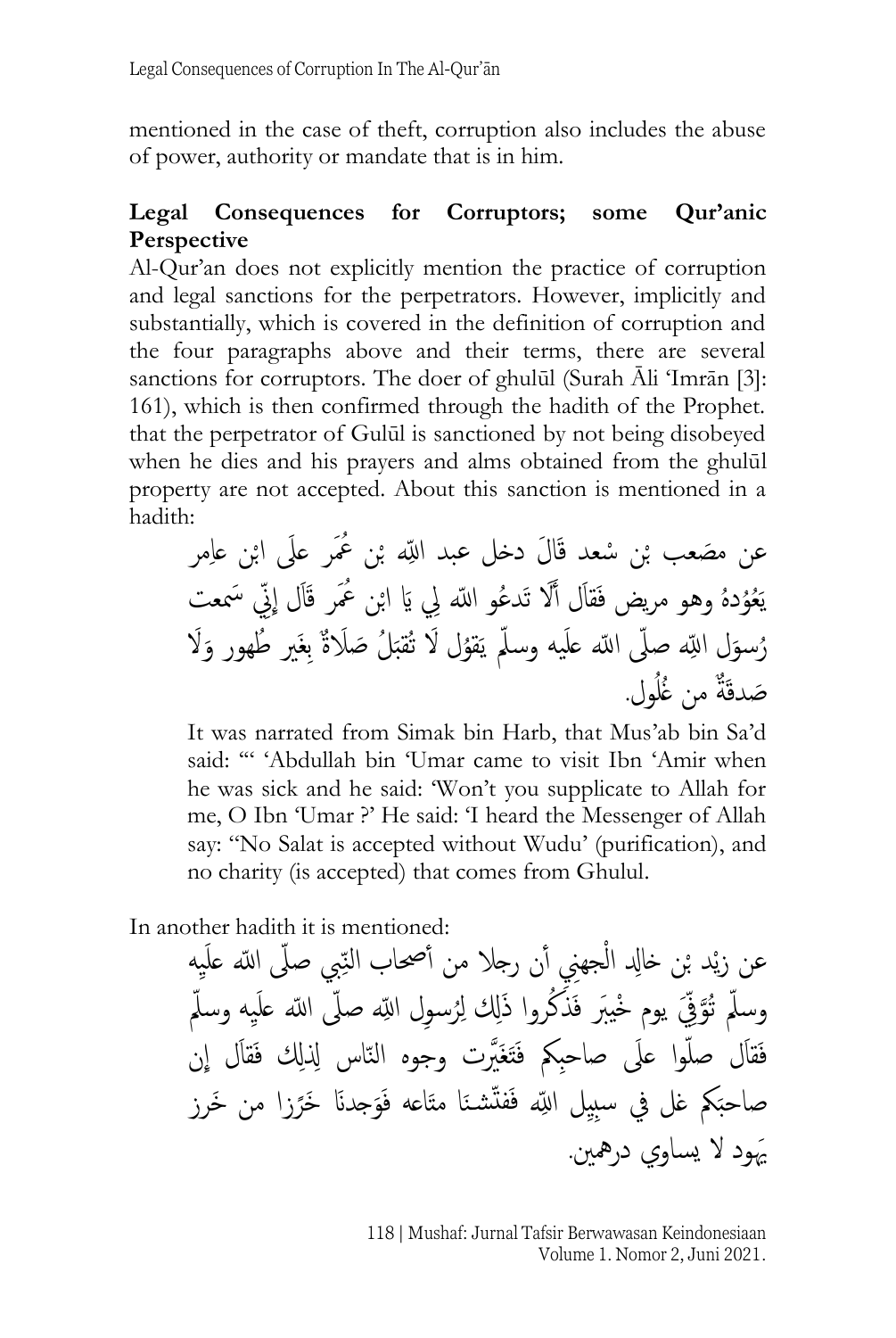mentioned in the case of theft, corruption also includes the abuse of power, authority or mandate that is in him.

### Legal Consequences for Corruptors; some Qur'anic Perspective

Al-Qur'an does not explicitly mention the practice of corruption and legal sanctions for the perpetrators. However, implicitly and substantially, which is covered in the definition of corruption and the four paragraphs above and their terms, there are several sanctions for corruptors. The doer of ghulūl (Surah Āli 'Imrān [3]: 161), which is then confirmed through the hadith of the Prophet. that the perpetrator of Gulūl is sanctioned by not being disobeyed when he dies and his prayers and alms obtained from the ghulūl property are not accepted. About this sanction is mentioned in a hadith:

عن مصَعب بْن سْعد قَالَ دخل عبد اللّٰه بْن عُمَر علَى ابْن عاِمر يَعُوُدهُ وهو مريض فَقاَل أَلَا تَدعُو اللّٰه لِي يَا ابْن عُمَر قَاَل إِنِّي سَمعت رُسوَل اللّٰه صلّى اللّٰه علَيه وسلّم يَقوُل لَا تُقبَلُ صَلَاةٌ بِغَير طُهور وَلَا صَدقةٌ من غُلُول.

> It was narrated from Simak bin Harb, that Mus'ab bin Sa'd said: "' 'Abdullah bin 'Umar came to visit Ibn 'Amir when he was sick and he said: 'Won't you supplicate to Allah for me, O Ibn 'Umar ?' He said: 'I heard the Messenger of Allah say: "No Salat is accepted without Wudu' (purification), and no charity (is accepted) that comes from Ghulul.

In another hadith it is mentioned:

عن زيْد بْن خالِد الْجهنِي أن رجلا من أصحاب النّبي صلّى اللّٰه علَيه وسلّم تُوُفِّيَ يوم خْيبَر فَذكُروا ذَلِك لِرُسوِل اللّٰه صلّى اللّٰه علَيه وسلّم فَقاَل صلّوا علَى صاحبِكم فَتَغَيَّرت وجوه النّاس لِذلِك فقَال إِن صاحبَكم غل فِي سبِيِل اللّٰه فَفتّشنَا متَاعه فوَجدنَا خَرَزا من خَرز يَهود لا يساوي درهمين.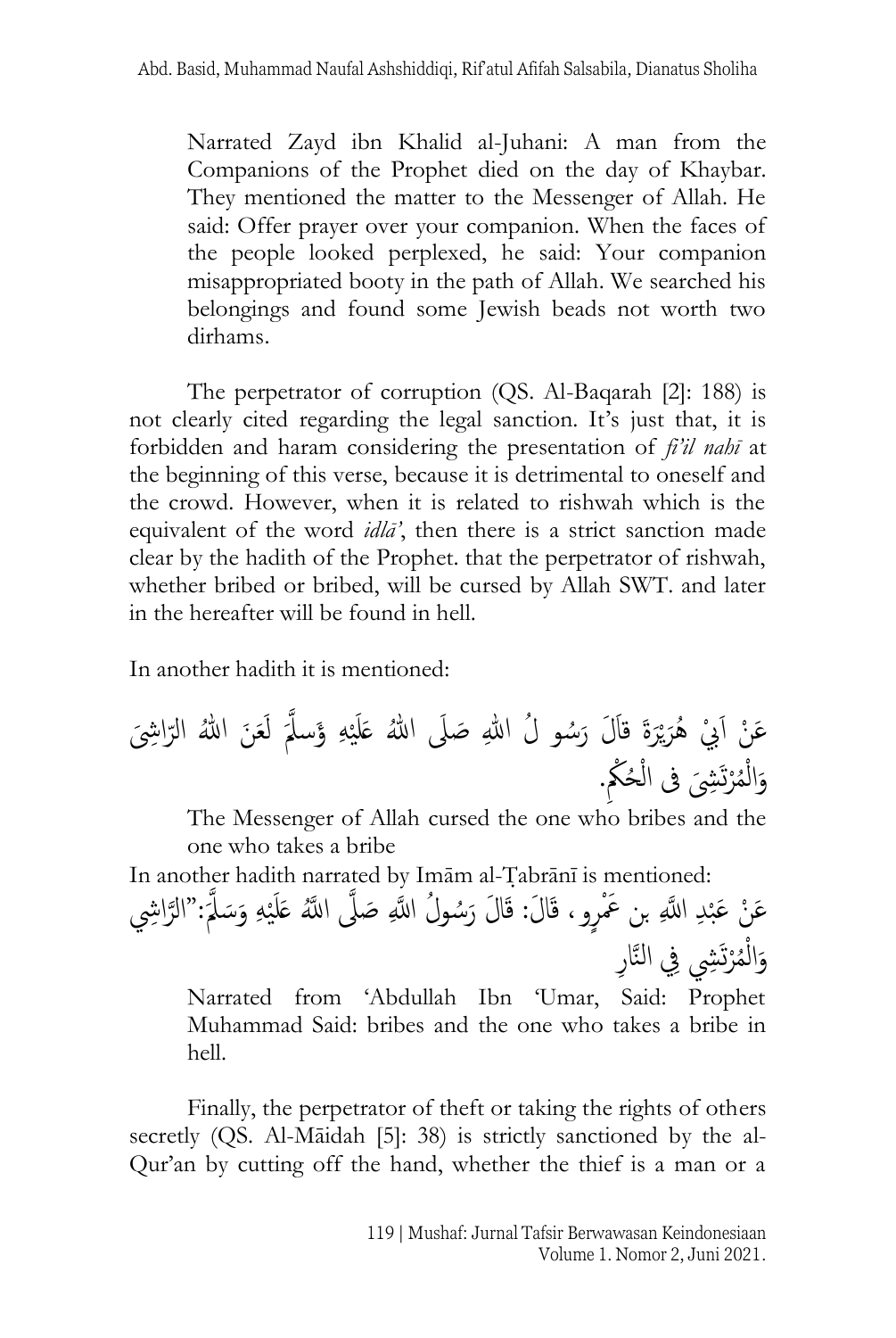Narrated Zayd ibn Khalid al-Juhani: A man from the Companions of the Prophet died on the day of Khaybar. They mentioned the matter to the Messenger of Allah. He said: Offer prayer over your companion. When the faces of the people looked perplexed, he said: Your companion misappropriated booty in the path of Allah. We searched his belongings and found some Jewish beads not worth two dirhams.

The perpetrator of corruption (QS. Al-Baqarah [2]: 188) is not clearly cited regarding the legal sanction. It's just that, it is forbidden and haram considering the presentation of *fi'il nahī* at the beginning of this verse, because it is detrimental to oneself and the crowd. However, when it is related to rishwah which is the equivalent of the word *idlā'*, then there is a strict sanction made clear by the hadith of the Prophet. that the perpetrator of rishwah, whether bribed or bribed, will be cursed by Allah SWT. and later in the hereafter will be found in hell.

In another hadith it is mentioned:

عَنْ اَبِيْ هُرَيْرَةَ قَالَ رَسُو لُ اللهِ صَلَى اللهُ عَلَيْهِ وَسلَّمَ لَعَنَ اللهُ الرَّاشِىَ وَالْمُرْتَشِىَ فِى الْحُكْمِ.

The Messenger of Allah cursed the one who bribes and the one who takes a bribe

In another hadith narrated by Imām al-Ṭabrānī is mentioned:

عَنْ عَبْدِ اللَّهِ بن عَمْرٍو، قَالَ: قَالَ رَسُولُ اللَّهِ صَلَّى اللَّهُ عَلَيْهِ وَسَلَّمَ:"الرَّاشِي وَالْمُرْتَشِي فِي النَّارِ

Narrated from 'Abdullah Ibn 'Umar, Said: Prophet Muhammad Said: bribes and the one who takes a bribe in hell.

Finally, the perpetrator of theft or taking the rights of others secretly (QS. Al-Māidah [5]: 38) is strictly sanctioned by the al-Qur'an by cutting off the hand, whether the thief is a man or a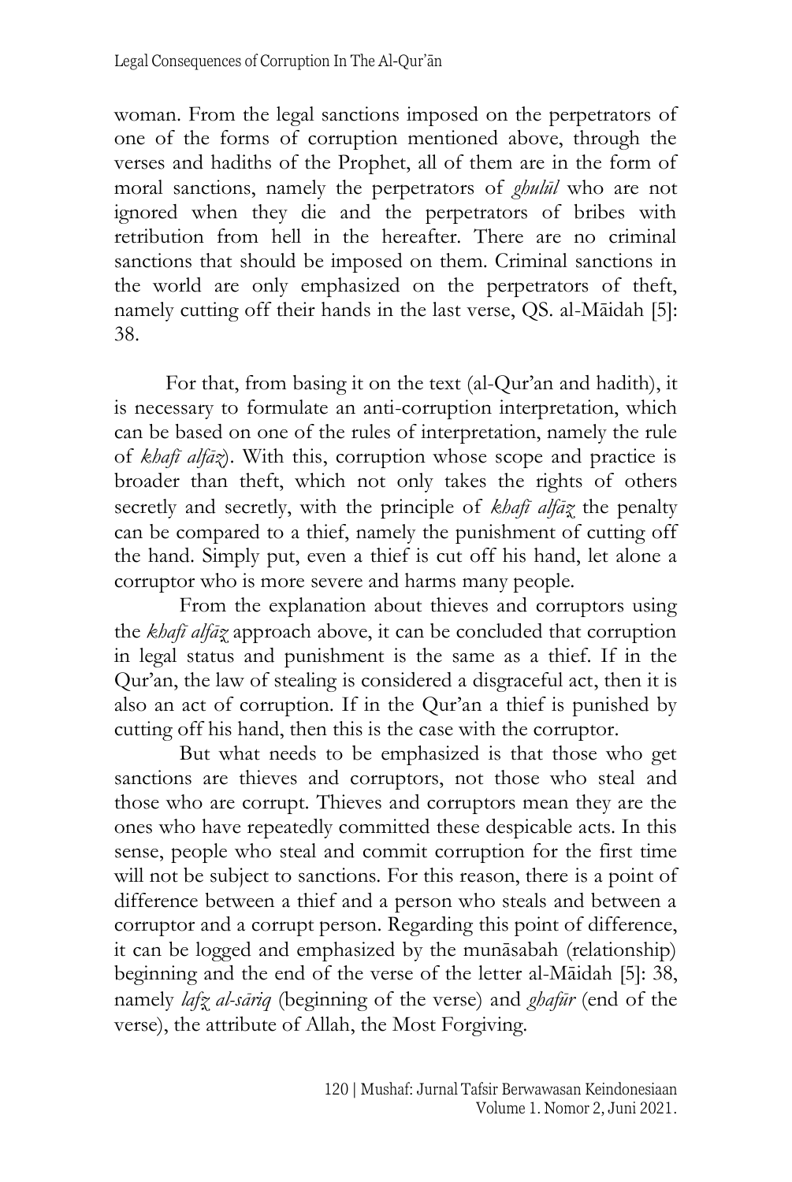woman. From the legal sanctions imposed on the perpetrators of one of the forms of corruption mentioned above, through the verses and hadiths of the Prophet, all of them are in the form of moral sanctions, namely the perpetrators of *ghulūl* who are not ignored when they die and the perpetrators of bribes with retribution from hell in the hereafter. There are no criminal sanctions that should be imposed on them. Criminal sanctions in the world are only emphasized on the perpetrators of theft, namely cutting off their hands in the last verse, QS. al-Māidah [5]: 38.

For that, from basing it on the text (al-Qur'an and hadith), it is necessary to formulate an anti-corruption interpretation, which can be based on one of the rules of interpretation, namely the rule of *khafī alfāẓ*). With this, corruption whose scope and practice is broader than theft, which not only takes the rights of others secretly and secretly, with the principle of *khafī alfāẓ* the penalty can be compared to a thief, namely the punishment of cutting off the hand. Simply put, even a thief is cut off his hand, let alone a corruptor who is more severe and harms many people.

From the explanation about thieves and corruptors using the *khafī alfāẓ* approach above, it can be concluded that corruption in legal status and punishment is the same as a thief. If in the Qur'an, the law of stealing is considered a disgraceful act, then it is also an act of corruption. If in the Qur'an a thief is punished by cutting off his hand, then this is the case with the corruptor.

But what needs to be emphasized is that those who get sanctions are thieves and corruptors, not those who steal and those who are corrupt. Thieves and corruptors mean they are the ones who have repeatedly committed these despicable acts. In this sense, people who steal and commit corruption for the first time will not be subject to sanctions. For this reason, there is a point of difference between a thief and a person who steals and between a corruptor and a corrupt person. Regarding this point of difference, it can be logged and emphasized by the munāsabah (relationship) beginning and the end of the verse of the letter al-Māidah [5]: 38, namely *lafẓ al-sāriq* (beginning of the verse) and *ghafūr* (end of the verse), the attribute of Allah, the Most Forgiving.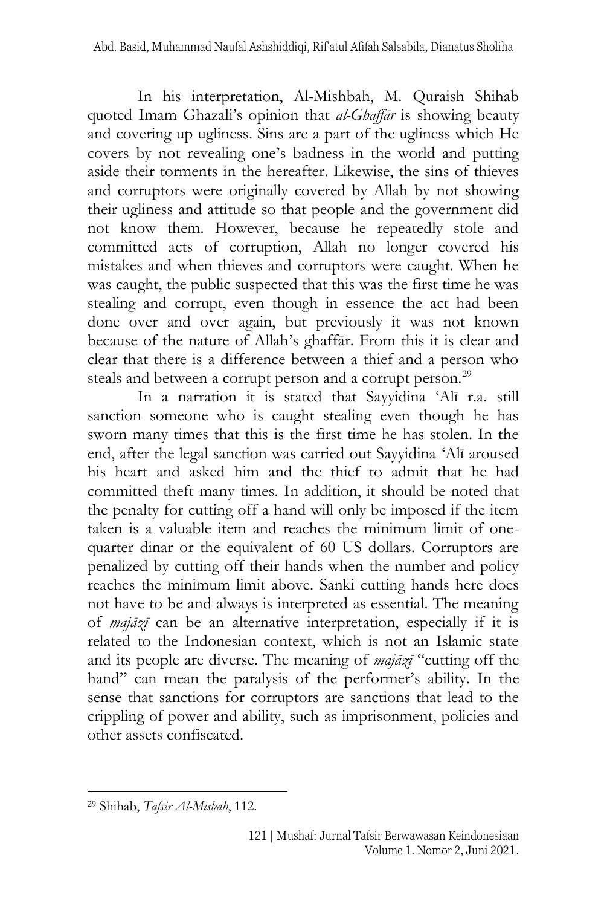In his interpretation, Al-Mishbah, M. Quraish Shihab quoted Imam Ghazali's opinion that *al-Ghaffār* is showing beauty and covering up ugliness. Sins are a part of the ugliness which He covers by not revealing one's badness in the world and putting aside their torments in the hereafter. Likewise, the sins of thieves and corruptors were originally covered by Allah by not showing their ugliness and attitude so that people and the government did not know them. However, because he repeatedly stole and committed acts of corruption, Allah no longer covered his mistakes and when thieves and corruptors were caught. When he was caught, the public suspected that this was the first time he was stealing and corrupt, even though in essence the act had been done over and over again, but previously it was not known because of the nature of Allah's ghaffār. From this it is clear and clear that there is a difference between a thief and a person who steals and between a corrupt person and a corrupt person.[29]

In a narration it is stated that Sayyidina 'Alī r.a. still sanction someone who is caught stealing even though he has sworn many times that this is the first time he has stolen. In the end, after the legal sanction was carried out Sayyidina 'Alī aroused his heart and asked him and the thief to admit that he had committed theft many times. In addition, it should be noted that the penalty for cutting off a hand will only be imposed if the item taken is a valuable item and reaches the minimum limit of one-quarter dinar or the equivalent of 60 US dollars. Corruptors are penalized by cutting off their hands when the number and policy reaches the minimum limit above. Sanki cutting hands here does not have to be and always is interpreted as essential. The meaning of *majāzī* can be an alternative interpretation, especially if it is related to the Indonesian context, which is not an Islamic state and its people are diverse. The meaning of *majāzī* "cutting off the hand" can mean the paralysis of the performer's ability. In the sense that sanctions for corruptors are sanctions that lead to the crippling of power and ability, such as imprisonment, policies and other assets confiscated.

---

[29] Shihab, *Tafsir Al-Misbah*, 112.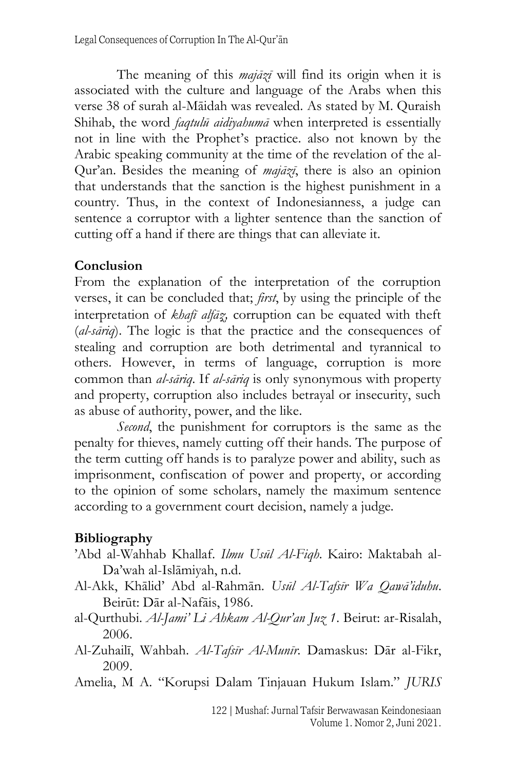The meaning of this *majāzī* will find its origin when it is associated with the culture and language of the Arabs when this verse 38 of surah al-Māidah was revealed. As stated by M. Quraish Shihab, the word *faqtulū aidiyahumā* when interpreted is essentially not in line with the Prophet's practice. also not known by the Arabic speaking community at the time of the revelation of the al-Qur'an. Besides the meaning of *majāzī*, there is also an opinion that understands that the sanction is the highest punishment in a country. Thus, in the context of Indonesianness, a judge can sentence a corruptor with a lighter sentence than the sanction of cutting off a hand if there are things that can alleviate it.

## Conclusion

From the explanation of the interpretation of the corruption verses, it can be concluded that; *first*, by using the principle of the interpretation of *khafī alfāz*, corruption can be equated with theft (*al-sāriq*). The logic is that the practice and the consequences of stealing and corruption are both detrimental and tyrannical to others. However, in terms of language, corruption is more common than *al-sāriq*. If *al-sāriq* is only synonymous with property and property, corruption also includes betrayal or insecurity, such as abuse of authority, power, and the like.

*Second*, the punishment for corruptors is the same as the penalty for thieves, namely cutting off their hands. The purpose of the term cutting off hands is to paralyze power and ability, such as imprisonment, confiscation of power and property, or according to the opinion of some scholars, namely the maximum sentence according to a government court decision, namely a judge.

## Bibliography

'Abd al-Wahhab Khallaf. *Ilmu Usūl Al-Fiqh*. Kairo: Maktabah al-Da'wah al-Islāmiyah, n.d.

Al-Akk, Khālid' Abd al-Rahmān. *Usūl Al-Tafsīr Wa Qawā'iduhu*. Beirūt: Dār al-Nafāis, 1986.

al-Qurthubi. *Al-Jami' Li Ahkam Al-Qur'an Juz 1*. Beirut: ar-Risalah, 2006.

Al-Zuhailī, Wahbah. *Al-Tafsīr Al-Munīr*. Damaskus: Dār al-Fikr, 2009.

Amelia, M A. "Korupsi Dalam Tinjauan Hukum Islam." *JURIS*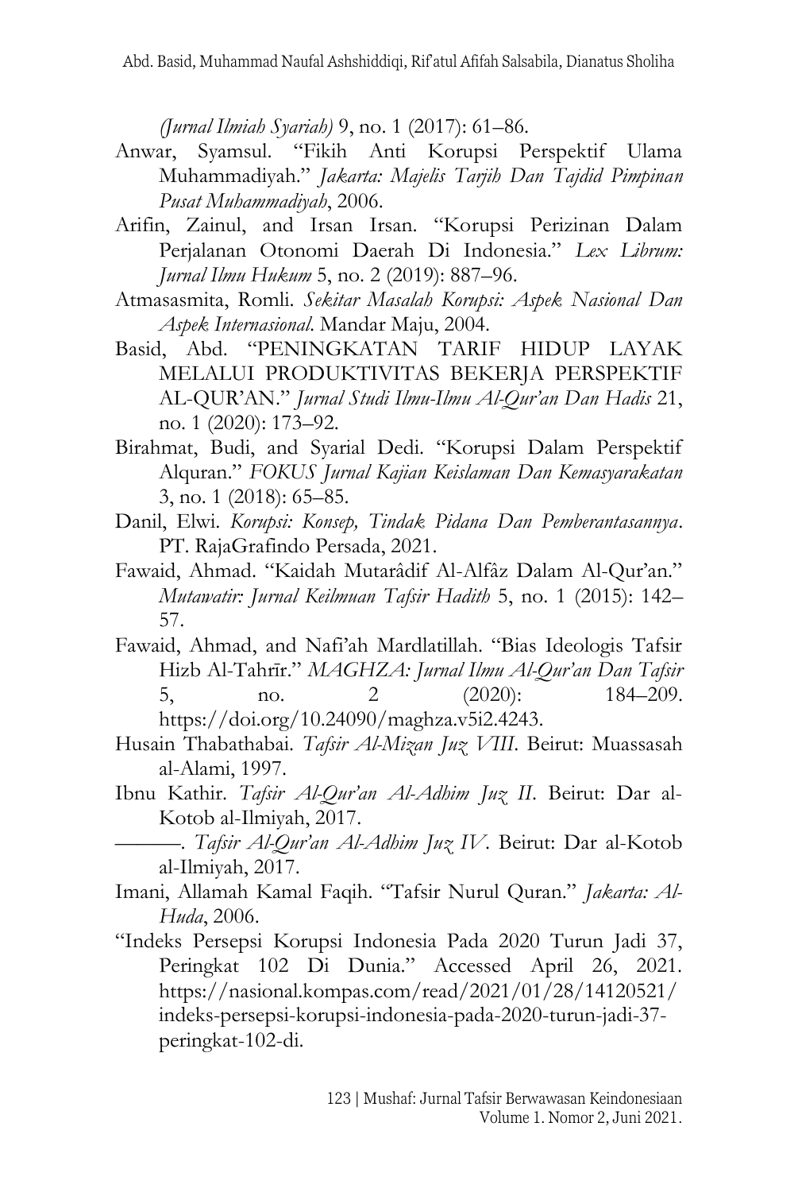*(Jurnal Ilmiah Syariah)* 9, no. 1 (2017): 61–86.

Anwar, Syamsul. "Fikih Anti Korupsi Perspektif Ulama Muhammadiyah." *Jakarta: Majelis Tarjih Dan Tajdid Pimpinan Pusat Muhammadiyah*, 2006.

Arifin, Zainul, and Irsan Irsan. "Korupsi Perizinan Dalam Perjalanan Otonomi Daerah Di Indonesia." *Lex Librum: Jurnal Ilmu Hukum* 5, no. 2 (2019): 887–96.

Atmasasmita, Romli. *Sekitar Masalah Korupsi: Aspek Nasional Dan Aspek Internasional*. Mandar Maju, 2004.

Basid, Abd. "PENINGKATAN TARIF HIDUP LAYAK MELALUI PRODUKTIVITAS BEKERJA PERSPEKTIF AL-QUR'AN." *Jurnal Studi Ilmu-Ilmu Al-Qur'an Dan Hadis* 21, no. 1 (2020): 173–92.

Birahmat, Budi, and Syarial Dedi. "Korupsi Dalam Perspektif Alquran." *FOKUS Jurnal Kajian Keislaman Dan Kemasyarakatan* 3, no. 1 (2018): 65–85.

Danil, Elwi. *Korupsi: Konsep, Tindak Pidana Dan Pemberantasannya*. PT. RajaGrafindo Persada, 2021.

Fawaid, Ahmad. "Kaidah Mutarâdif Al-Alfâz Dalam Al-Qur'an." *Mutawatir: Jurnal Keilmuan Tafsir Hadith* 5, no. 1 (2015): 142–57.

Fawaid, Ahmad, and Nafi'ah Mardlatillah. "Bias Ideologis Tafsir Hizb Al-Tahrīr." *MAGHZA: Jurnal Ilmu Al-Qur'an Dan Tafsir* 5, no. 2 (2020): 184–209. https://doi.org/10.24090/maghza.v5i2.4243.

Husain Thabathabai. *Tafsir Al-Mizan Juz VIII*. Beirut: Muassasah al-Alami, 1997.

Ibnu Kathir. *Tafsir Al-Qur'an Al-Adhim Juz II*. Beirut: Dar al-Kotob al-Ilmiyah, 2017.

———. *Tafsir Al-Qur'an Al-Adhim Juz IV*. Beirut: Dar al-Kotob al-Ilmiyah, 2017.

Imani, Allamah Kamal Faqih. "Tafsir Nurul Quran." *Jakarta: Al-Huda*, 2006.

"Indeks Persepsi Korupsi Indonesia Pada 2020 Turun Jadi 37, Peringkat 102 Di Dunia." Accessed April 26, 2021. https://nasional.kompas.com/read/2021/01/28/14120521/indeks-persepsi-korupsi-indonesia-pada-2020-turun-jadi-37-peringkat-102-di.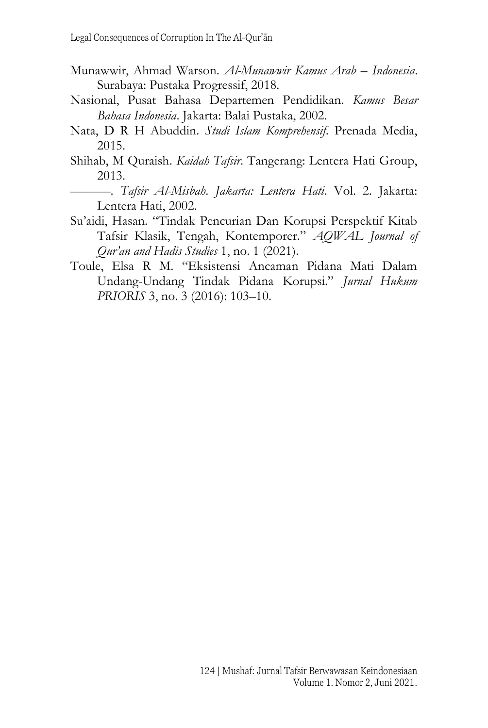Munawwir, Ahmad Warson. *Al-Munawwir Kamus Arab – Indonesia*. Surabaya: Pustaka Progressif, 2018.

Nasional, Pusat Bahasa Departemen Pendidikan. *Kamus Besar Bahasa Indonesia*. Jakarta: Balai Pustaka, 2002.

Nata, D R H Abuddin. *Studi Islam Komprehensif*. Prenada Media, 2015.

Shihab, M Quraish. *Kaidah Tafsir*. Tangerang: Lentera Hati Group, 2013.

———. *Tafsir Al-Misbah. Jakarta: Lentera Hati*. Vol. 2. Jakarta: Lentera Hati, 2002.

Su'aidi, Hasan. "Tindak Pencurian Dan Korupsi Perspektif Kitab Tafsir Klasik, Tengah, Kontemporer." *AQWAL Journal of Qur'an and Hadis Studies* 1, no. 1 (2021).

Toule, Elsa R M. "Eksistensi Ancaman Pidana Mati Dalam Undang-Undang Tindak Pidana Korupsi." *Jurnal Hukum PRIORIS* 3, no. 3 (2016): 103–10.